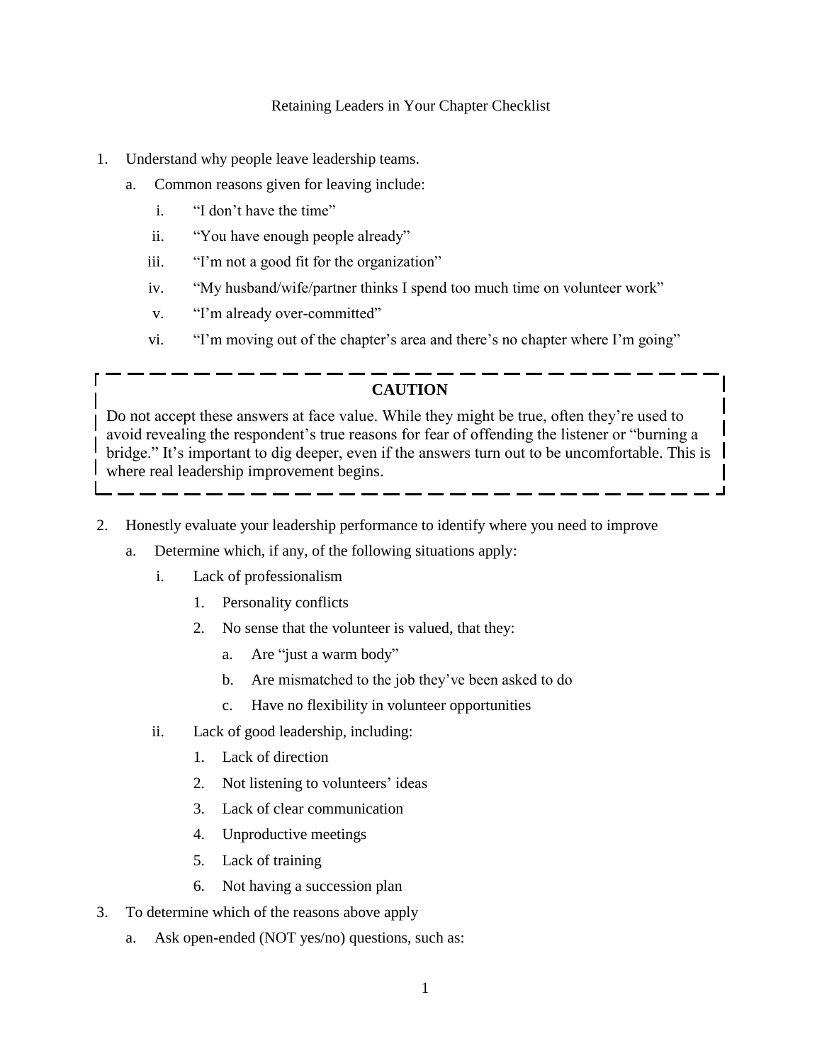Retaining Leaders in Your Chapter Checklist

1. Understand why people leave leadership teams.
   a. Common reasons given for leaving include:
      i. "I don't have the time"
      ii. "You have enough people already"
      iii. "I'm not a good fit for the organization"
      iv. "My husband/wife/partner thinks I spend too much time on volunteer work"
      v. "I'm already over-committed"
      vi. "I'm moving out of the chapter's area and there's no chapter where I'm going"

> **CAUTION**
>
> Do not accept these answers at face value. While they might be true, often they're used to avoid revealing the respondent's true reasons for fear of offending the listener or "burning a bridge." It's important to dig deeper, even if the answers turn out to be uncomfortable. This is where real leadership improvement begins.

2. Honestly evaluate your leadership performance to identify where you need to improve
   a. Determine which, if any, of the following situations apply:
      i. Lack of professionalism
         1. Personality conflicts
         2. No sense that the volunteer is valued, that they:
            a. Are "just a warm body"
            b. Are mismatched to the job they've been asked to do
            c. Have no flexibility in volunteer opportunities
      ii. Lack of good leadership, including:
         1. Lack of direction
         2. Not listening to volunteers' ideas
         3. Lack of clear communication
         4. Unproductive meetings
         5. Lack of training
         6. Not having a succession plan
3. To determine which of the reasons above apply
   a. Ask open-ended (NOT yes/no) questions, such as: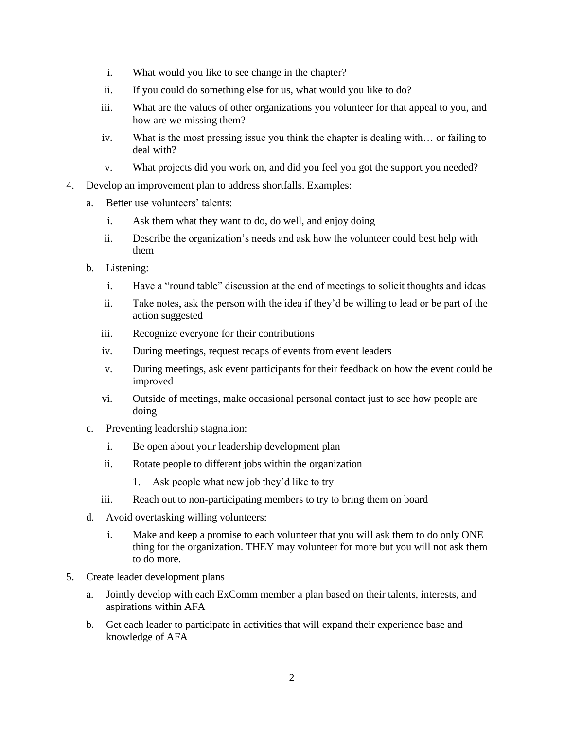i. What would you like to see change in the chapter?
   ii. If you could do something else for us, what would you like to do?
   iii. What are the values of other organizations you volunteer for that appeal to you, and how are we missing them?
   iv. What is the most pressing issue you think the chapter is dealing with… or failing to deal with?
   v. What projects did you work on, and did you feel you got the support you needed?

4. Develop an improvement plan to address shortfalls. Examples:
   a. Better use volunteers' talents:
      i. Ask them what they want to do, do well, and enjoy doing
      ii. Describe the organization's needs and ask how the volunteer could best help with them
   b. Listening:
      i. Have a "round table" discussion at the end of meetings to solicit thoughts and ideas
      ii. Take notes, ask the person with the idea if they'd be willing to lead or be part of the action suggested
      iii. Recognize everyone for their contributions
      iv. During meetings, request recaps of events from event leaders
      v. During meetings, ask event participants for their feedback on how the event could be improved
      vi. Outside of meetings, make occasional personal contact just to see how people are doing
   c. Preventing leadership stagnation:
      i. Be open about your leadership development plan
      ii. Rotate people to different jobs within the organization
         1. Ask people what new job they'd like to try
      iii. Reach out to non-participating members to try to bring them on board
   d. Avoid overtasking willing volunteers:
      i. Make and keep a promise to each volunteer that you will ask them to do only ONE thing for the organization. THEY may volunteer for more but you will not ask them to do more.

5. Create leader development plans
   a. Jointly develop with each ExComm member a plan based on their talents, interests, and aspirations within AFA
   b. Get each leader to participate in activities that will expand their experience base and knowledge of AFA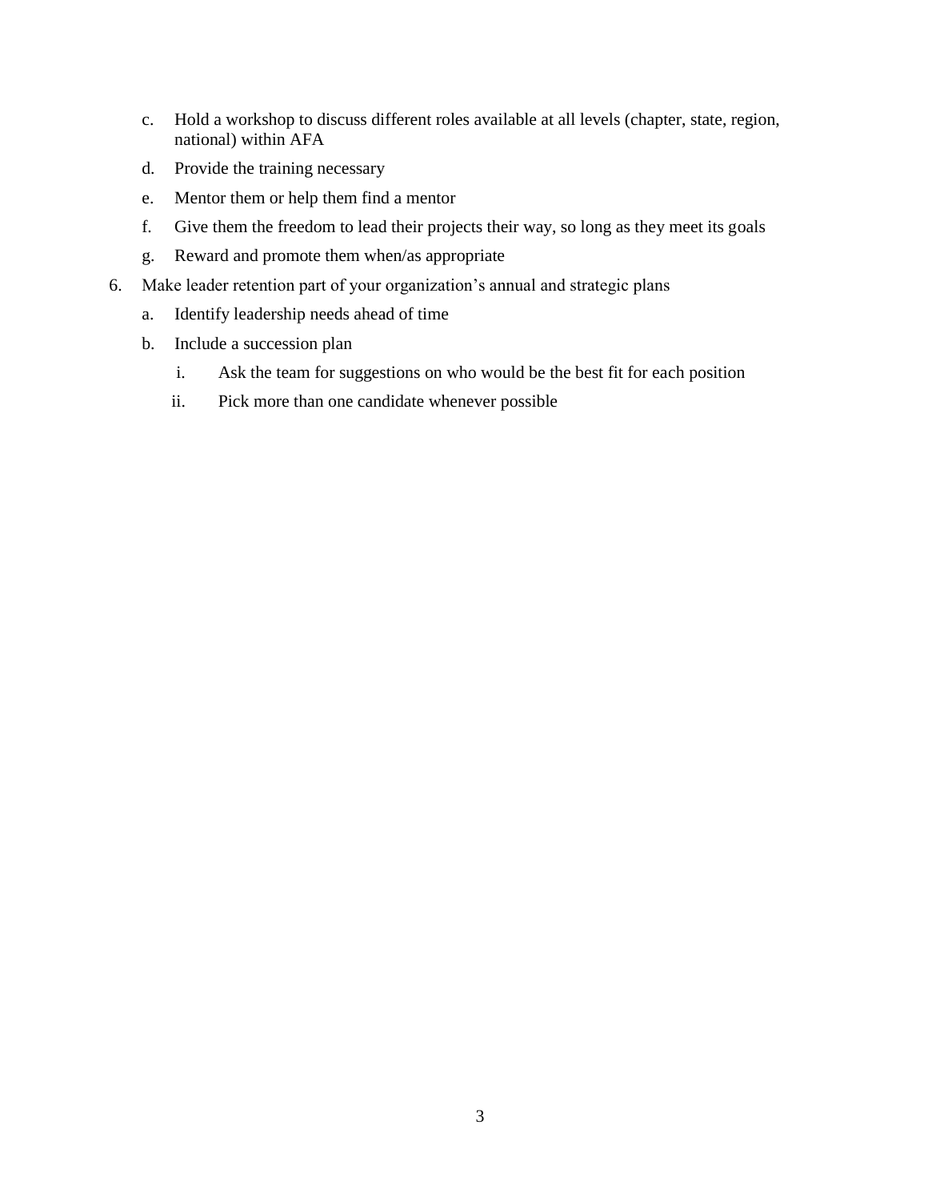c. Hold a workshop to discuss different roles available at all levels (chapter, state, region, national) within AFA

d. Provide the training necessary

e. Mentor them or help them find a mentor

f. Give them the freedom to lead their projects their way, so long as they meet its goals

g. Reward and promote them when/as appropriate

6. Make leader retention part of your organization’s annual and strategic plans

   a. Identify leadership needs ahead of time

   b. Include a succession plan

      i. Ask the team for suggestions on who would be the best fit for each position

      ii. Pick more than one candidate whenever possible